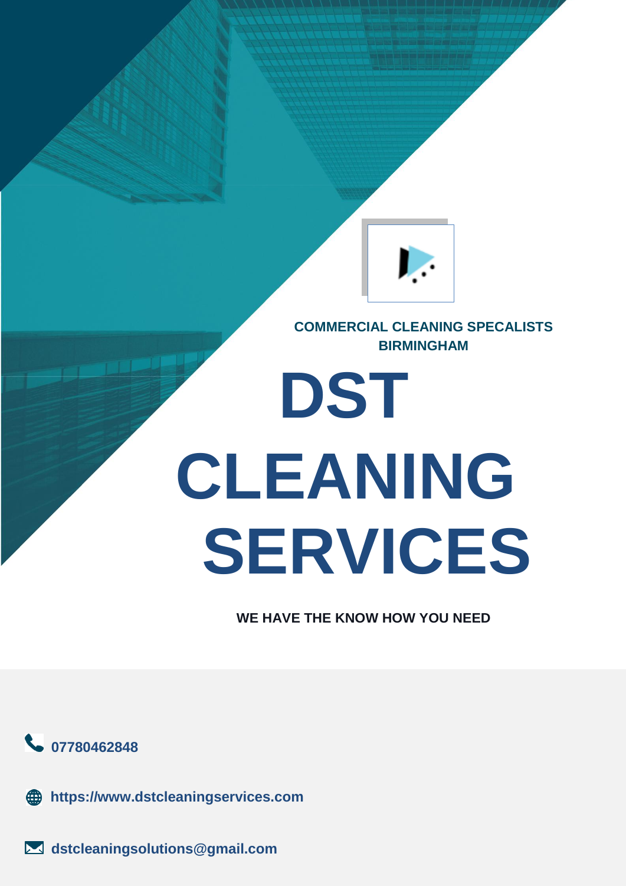COMMERCIAL CLEANING SPECALISTS
BIRMINGHAM

# DST CLEANING SERVICES

**WE HAVE THE KNOW HOW YOU NEED**

**07780462848**

**https://www.dstcleaningservices.com**

**dstcleaningsolutions@gmail.com**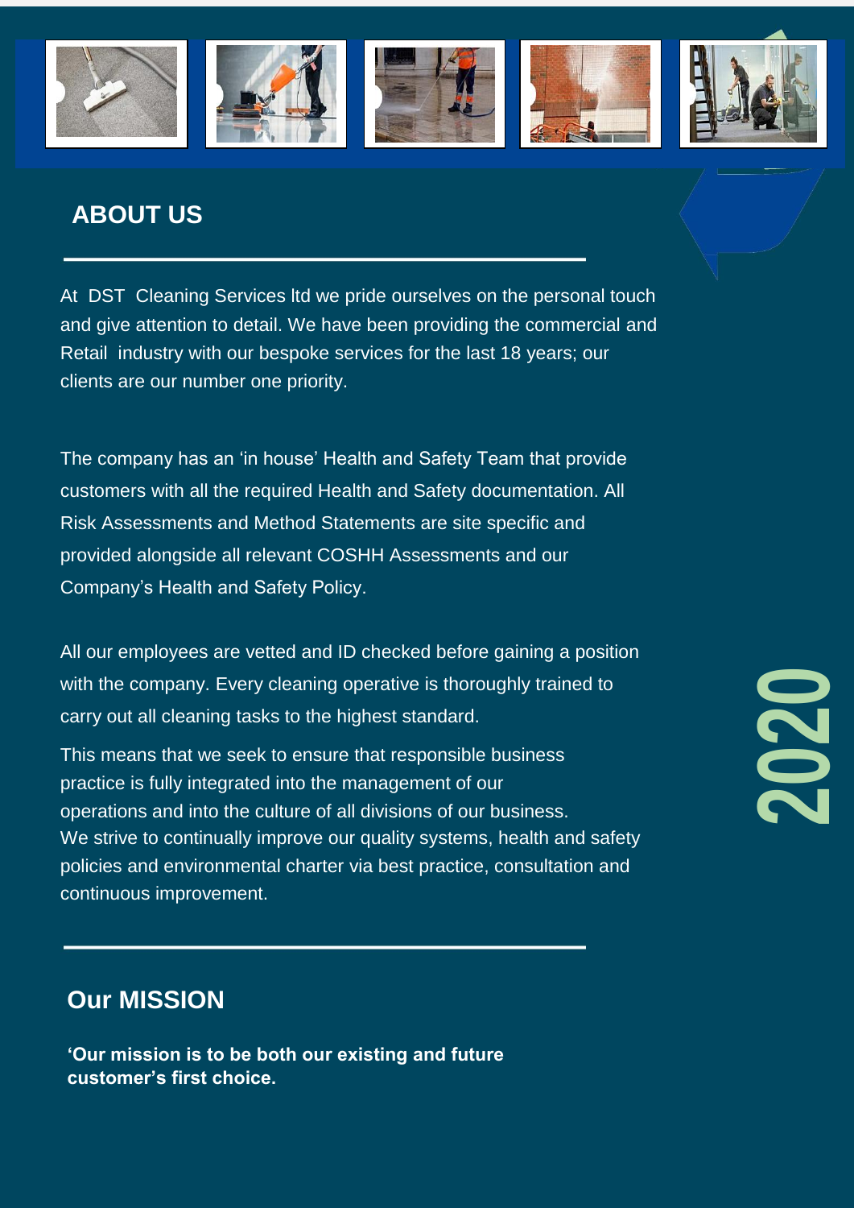## ABOUT US

At DST Cleaning Services ltd we pride ourselves on the personal touch and give attention to detail. We have been providing the commercial and Retail industry with our bespoke services for the last 18 years; our clients are our number one priority.

The company has an ‘in house’ Health and Safety Team that provide customers with all the required Health and Safety documentation. All Risk Assessments and Method Statements are site specific and provided alongside all relevant COSHH Assessments and our Company’s Health and Safety Policy.

All our employees are vetted and ID checked before gaining a position with the company. Every cleaning operative is thoroughly trained to carry out all cleaning tasks to the highest standard.

This means that we seek to ensure that responsible business practice is fully integrated into the management of our operations and into the culture of all divisions of our business. We strive to continually improve our quality systems, health and safety policies and environmental charter via best practice, consultation and continuous improvement.

2020

## Our MISSION

**‘Our mission is to be both our existing and future customer’s first choice.**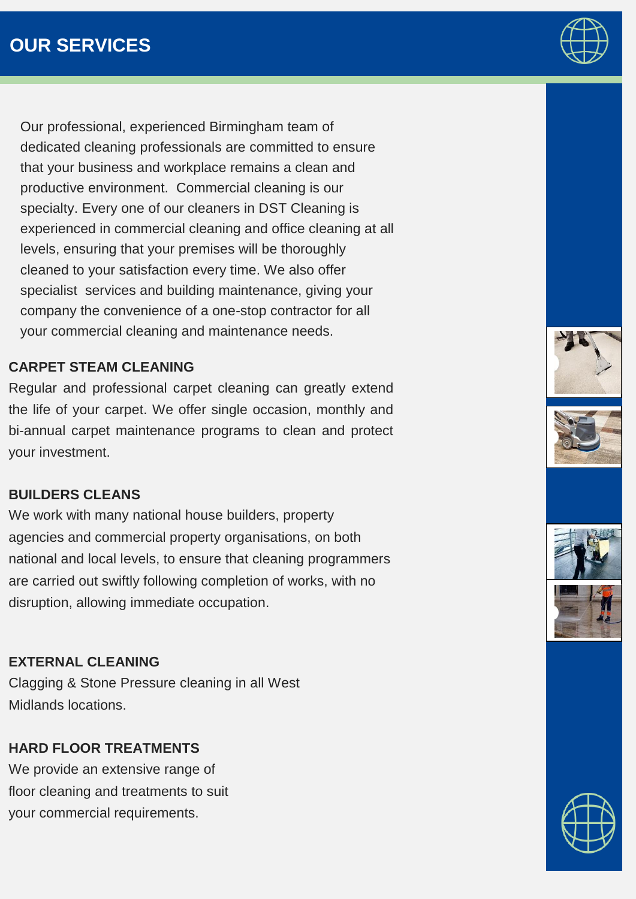# OUR SERVICES

Our professional, experienced Birmingham team of dedicated cleaning professionals are committed to ensure that your business and workplace remains a clean and productive environment. Commercial cleaning is our specialty. Every one of our cleaners in DST Cleaning is experienced in commercial cleaning and office cleaning at all levels, ensuring that your premises will be thoroughly cleaned to your satisfaction every time. We also offer specialist services and building maintenance, giving your company the convenience of a one-stop contractor for all your commercial cleaning and maintenance needs.

## CARPET STEAM CLEANING

Regular and professional carpet cleaning can greatly extend the life of your carpet. We offer single occasion, monthly and bi-annual carpet maintenance programs to clean and protect your investment.

## BUILDERS CLEANS

We work with many national house builders, property agencies and commercial property organisations, on both national and local levels, to ensure that cleaning programmers are carried out swiftly following completion of works, with no disruption, allowing immediate occupation.

## EXTERNAL CLEANING

Clagging & Stone Pressure cleaning in all West Midlands locations.

## HARD FLOOR TREATMENTS

We provide an extensive range of floor cleaning and treatments to suit your commercial requirements.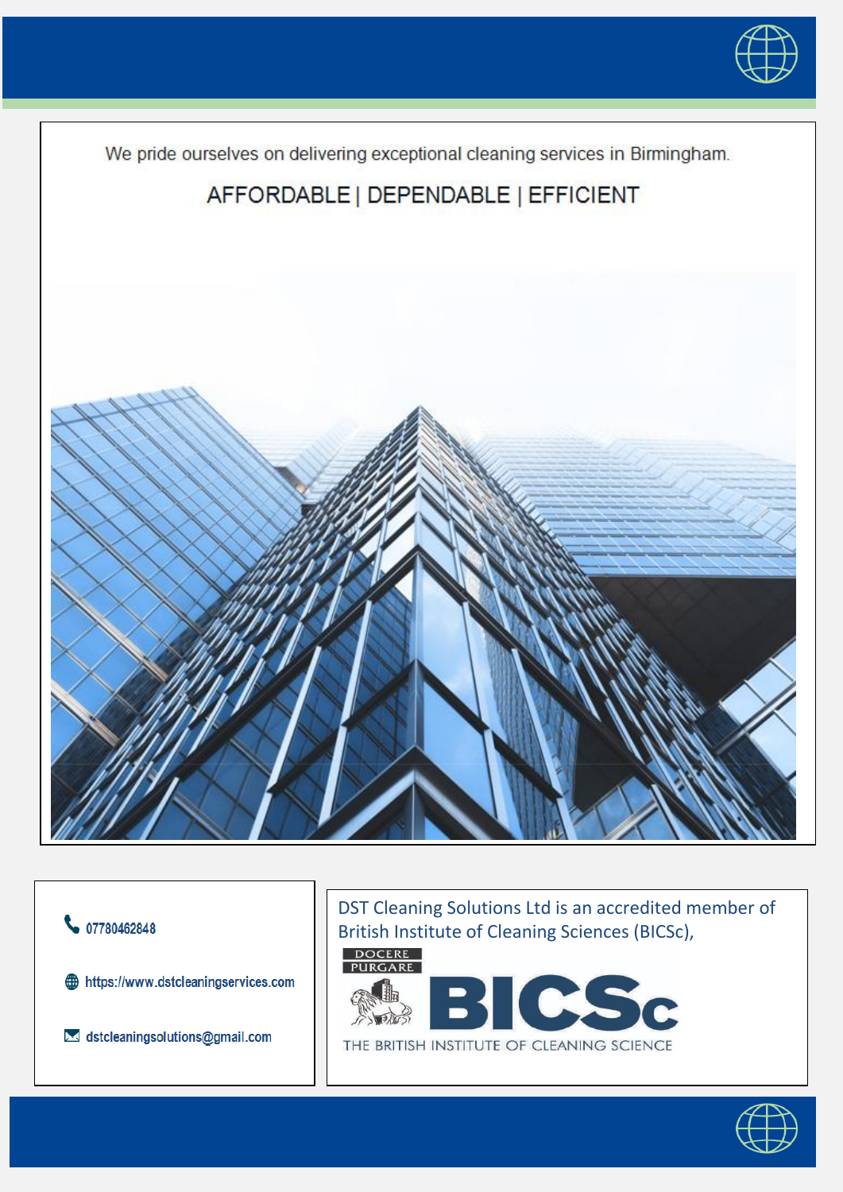We pride ourselves on delivering exceptional cleaning services in Birmingham.

AFFORDABLE | DEPENDABLE | EFFICIENT

07780462848

https://www.dstcleaningservices.com

dstcleaningsolutions@gmail.com

DST Cleaning Solutions Ltd is an accredited member of British Institute of Cleaning Sciences (BICSc),

DOCERE PURGARE

BICSc

THE BRITISH INSTITUTE OF CLEANING SCIENCE